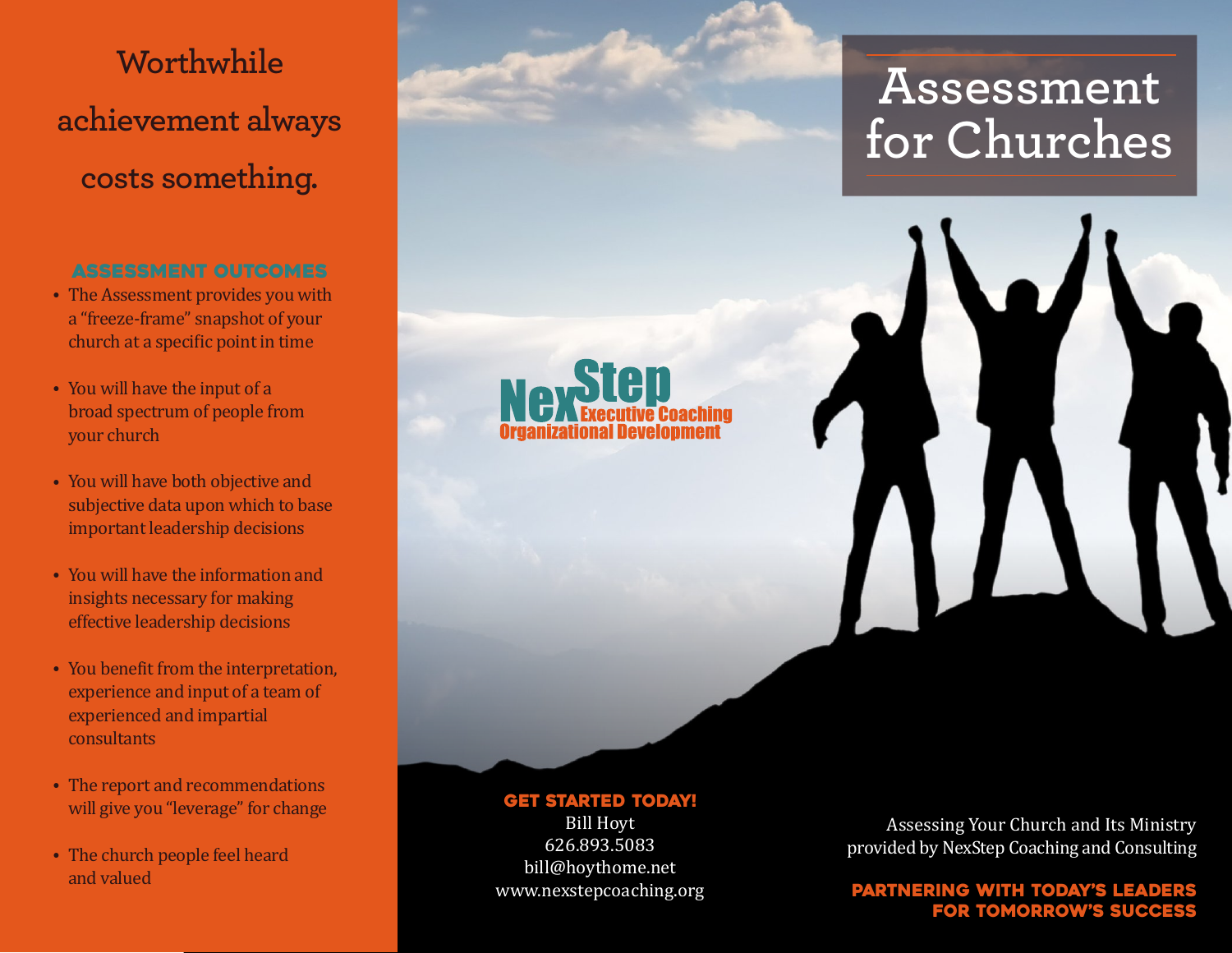# Worthwhile achievement always costs something.

## ASSESSMENT OUTCOMES

- The Assessment provides you with a "freeze-frame" snapshot of your church at a specific point in time
- You will have the input of a broad spectrum of people from your church
- You will have both objective and subjective data upon which to base important leadership decisions
- You will have the information and insights necessary for making effective leadership decisions
- You benefit from the interpretation, experience and input of a team of experienced and impartial consultants
- The report and recommendations will give you "leverage" for change
- The church people feel heard and valued

# Assessment for Churches

NexStep Executive Coaching Organizational Development

**GET STARTED TODAY!**

Bill Hoyt
626.893.5083
bill@hoythome.net
www.nexstepcoaching.org

Assessing Your Church and Its Ministry provided by NexStep Coaching and Consulting

**PARTNERING WITH TODAY'S LEADERS FOR TOMORROW'S SUCCESS**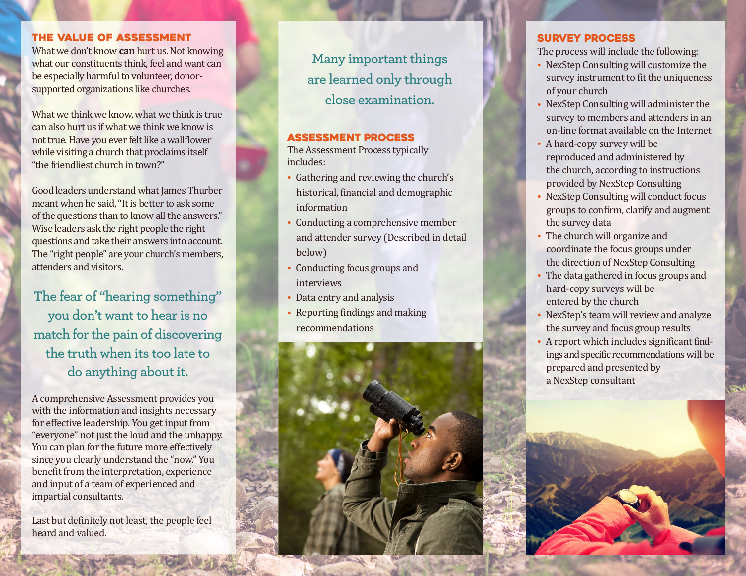## THE VALUE OF ASSESSMENT

What we don't know **can** hurt us. Not knowing what our constituents think, feel and want can be especially harmful to volunteer, donor-supported organizations like churches.

What we think we know, what we think is true can also hurt us if what we think we know is not true. Have you ever felt like a wallflower while visiting a church that proclaims itself "the friendliest church in town?"

Good leaders understand what James Thurber meant when he said, "It is better to ask some of the questions than to know all the answers." Wise leaders ask the right people the right questions and take their answers into account. The "right people" are your church's members, attenders and visitors.

> The fear of "hearing something" you don't want to hear is no match for the pain of discovering the truth when its too late to do anything about it.

A comprehensive Assessment provides you with the information and insights necessary for effective leadership. You get input from "everyone" not just the loud and the unhappy. You can plan for the future more effectively since you clearly understand the "now." You benefit from the interpretation, experience and input of a team of experienced and impartial consultants.

Last but definitely not least, the people feel heard and valued.

> Many important things are learned only through close examination.

## ASSESSMENT PROCESS

The Assessment Process typically includes:

- Gathering and reviewing the church's historical, financial and demographic information
- Conducting a comprehensive member and attender survey (Described in detail below)
- Conducting focus groups and interviews
- Data entry and analysis
- Reporting findings and making recommendations

## SURVEY PROCESS

The process will include the following:

- NexStep Consulting will customize the survey instrument to fit the uniqueness of your church
- NexStep Consulting will administer the survey to members and attenders in an on-line format available on the Internet
- A hard-copy survey will be reproduced and administered by the church, according to instructions provided by NexStep Consulting
- NexStep Consulting will conduct focus groups to confirm, clarify and augment the survey data
- The church will organize and coordinate the focus groups under the direction of NexStep Consulting
- The data gathered in focus groups and hard-copy surveys will be entered by the church
- NexStep's team will review and analyze the survey and focus group results
- A report which includes significant findings and specific recommendations will be prepared and presented by a NexStep consultant